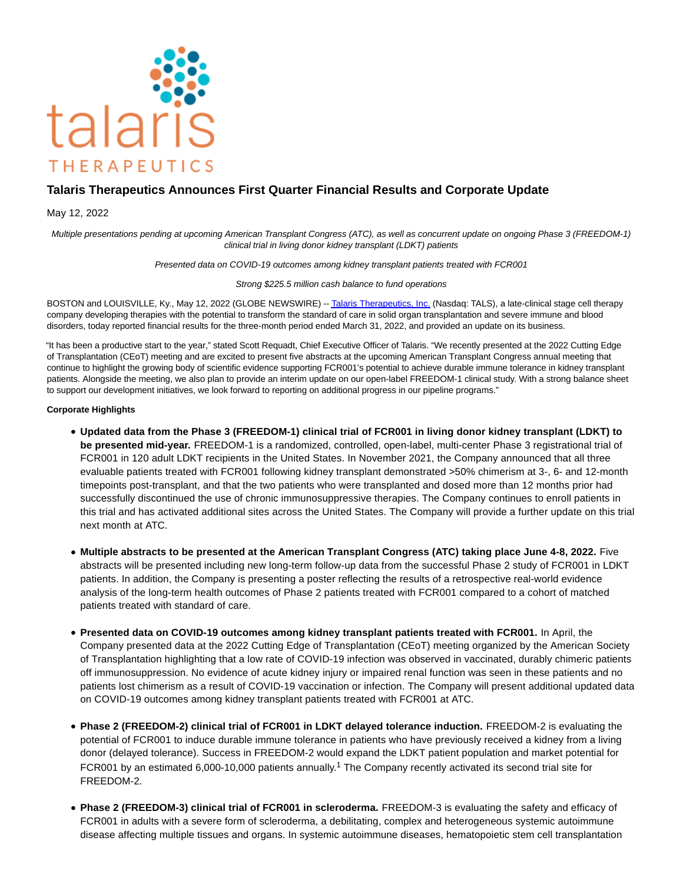# Talaris Therapeutics Announces First Quarter Financial Results and Corporate Update

May 12, 2022

*Multiple presentations pending at upcoming American Transplant Congress (ATC), as well as concurrent update on ongoing Phase 3 (FREEDOM-1) clinical trial in living donor kidney transplant (LDKT) patients*

*Presented data on COVID-19 outcomes among kidney transplant patients treated with FCR001*

*Strong $225.5 million cash balance to fund operations*

BOSTON and LOUISVILLE, Ky., May 12, 2022 (GLOBE NEWSWIRE) -- Talaris Therapeutics, Inc. (Nasdaq: TALS), a late-clinical stage cell therapy company developing therapies with the potential to transform the standard of care in solid organ transplantation and severe immune and blood disorders, today reported financial results for the three-month period ended March 31, 2022, and provided an update on its business.

"It has been a productive start to the year," stated Scott Requadt, Chief Executive Officer of Talaris. "We recently presented at the 2022 Cutting Edge of Transplantation (CEoT) meeting and are excited to present five abstracts at the upcoming American Transplant Congress annual meeting that continue to highlight the growing body of scientific evidence supporting FCR001's potential to achieve durable immune tolerance in kidney transplant patients. Alongside the meeting, we also plan to provide an interim update on our open-label FREEDOM-1 clinical study. With a strong balance sheet to support our development initiatives, we look forward to reporting on additional progress in our pipeline programs."

**Corporate Highlights**

- **Updated data from the Phase 3 (FREEDOM-1) clinical trial of FCR001 in living donor kidney transplant (LDKT) to be presented mid-year.** FREEDOM-1 is a randomized, controlled, open-label, multi-center Phase 3 registrational trial of FCR001 in 120 adult LDKT recipients in the United States. In November 2021, the Company announced that all three evaluable patients treated with FCR001 following kidney transplant demonstrated >50% chimerism at 3-, 6- and 12-month timepoints post-transplant, and that the two patients who were transplanted and dosed more than 12 months prior had successfully discontinued the use of chronic immunosuppressive therapies. The Company continues to enroll patients in this trial and has activated additional sites across the United States. The Company will provide a further update on this trial next month at ATC.

- **Multiple abstracts to be presented at the American Transplant Congress (ATC) taking place June 4-8, 2022.** Five abstracts will be presented including new long-term follow-up data from the successful Phase 2 study of FCR001 in LDKT patients. In addition, the Company is presenting a poster reflecting the results of a retrospective real-world evidence analysis of the long-term health outcomes of Phase 2 patients treated with FCR001 compared to a cohort of matched patients treated with standard of care.

- **Presented data on COVID-19 outcomes among kidney transplant patients treated with FCR001.** In April, the Company presented data at the 2022 Cutting Edge of Transplantation (CEoT) meeting organized by the American Society of Transplantation highlighting that a low rate of COVID-19 infection was observed in vaccinated, durably chimeric patients off immunosuppression. No evidence of acute kidney injury or impaired renal function was seen in these patients and no patients lost chimerism as a result of COVID-19 vaccination or infection. The Company will present additional updated data on COVID-19 outcomes among kidney transplant patients treated with FCR001 at ATC.

- **Phase 2 (FREEDOM-2) clinical trial of FCR001 in LDKT delayed tolerance induction.** FREEDOM-2 is evaluating the potential of FCR001 to induce durable immune tolerance in patients who have previously received a kidney from a living donor (delayed tolerance). Success in FREEDOM-2 would expand the LDKT patient population and market potential for FCR001 by an estimated 6,000-10,000 patients annually.[1] The Company recently activated its second trial site for FREEDOM-2.

- **Phase 2 (FREEDOM-3) clinical trial of FCR001 in scleroderma.** FREEDOM-3 is evaluating the safety and efficacy of FCR001 in adults with a severe form of scleroderma, a debilitating, complex and heterogeneous systemic autoimmune disease affecting multiple tissues and organs. In systemic autoimmune diseases, hematopoietic stem cell transplantation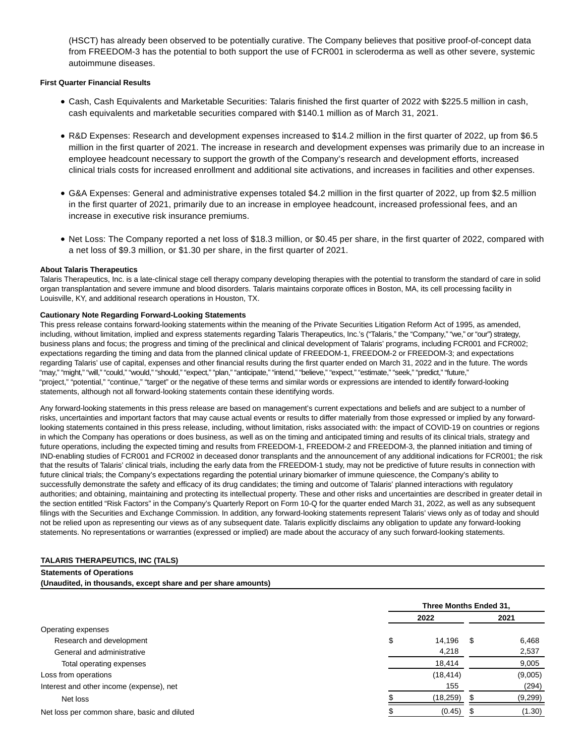(HSCT) has already been observed to be potentially curative. The Company believes that positive proof-of-concept data from FREEDOM-3 has the potential to both support the use of FCR001 in scleroderma as well as other severe, systemic autoimmune diseases.

**First Quarter Financial Results**

- Cash, Cash Equivalents and Marketable Securities: Talaris finished the first quarter of 2022 with $225.5 million in cash, cash equivalents and marketable securities compared with $140.1 million as of March 31, 2021.
- R&D Expenses: Research and development expenses increased to $14.2 million in the first quarter of 2022, up from $6.5 million in the first quarter of 2021. The increase in research and development expenses was primarily due to an increase in employee headcount necessary to support the growth of the Company's research and development efforts, increased clinical trials costs for increased enrollment and additional site activations, and increases in facilities and other expenses.
- G&A Expenses: General and administrative expenses totaled $4.2 million in the first quarter of 2022, up from $2.5 million in the first quarter of 2021, primarily due to an increase in employee headcount, increased professional fees, and an increase in executive risk insurance premiums.
- Net Loss: The Company reported a net loss of $18.3 million, or $0.45 per share, in the first quarter of 2022, compared with a net loss of $9.3 million, or $1.30 per share, in the first quarter of 2021.

**About Talaris Therapeutics**

Talaris Therapeutics, Inc. is a late-clinical stage cell therapy company developing therapies with the potential to transform the standard of care in solid organ transplantation and severe immune and blood disorders. Talaris maintains corporate offices in Boston, MA, its cell processing facility in Louisville, KY, and additional research operations in Houston, TX.

**Cautionary Note Regarding Forward-Looking Statements**

This press release contains forward-looking statements within the meaning of the Private Securities Litigation Reform Act of 1995, as amended, including, without limitation, implied and express statements regarding Talaris Therapeutics, Inc.'s ("Talaris," the "Company," "we," or "our") strategy, business plans and focus; the progress and timing of the preclinical and clinical development of Talaris' programs, including FCR001 and FCR002; expectations regarding the timing and data from the planned clinical update of FREEDOM-1, FREEDOM-2 or FREEDOM-3; and expectations regarding Talaris' use of capital, expenses and other financial results during the first quarter ended on March 31, 2022 and in the future. The words "may," "might," "will," "could," "would," "should," "expect," "plan," "anticipate," "intend," "believe," "expect," "estimate," "seek," "predict," "future," "project," "potential," "continue," "target" or the negative of these terms and similar words or expressions are intended to identify forward-looking statements, although not all forward-looking statements contain these identifying words.

Any forward-looking statements in this press release are based on management's current expectations and beliefs and are subject to a number of risks, uncertainties and important factors that may cause actual events or results to differ materially from those expressed or implied by any forward-looking statements contained in this press release, including, without limitation, risks associated with: the impact of COVID-19 on countries or regions in which the Company has operations or does business, as well as on the timing and anticipated timing and results of its clinical trials, strategy and future operations, including the expected timing and results from FREEDOM-1, FREEDOM-2 and FREEDOM-3, the planned initiation and timing of IND-enabling studies of FCR001 and FCR002 in deceased donor transplants and the announcement of any additional indications for FCR001; the risk that the results of Talaris' clinical trials, including the early data from the FREEDOM-1 study, may not be predictive of future results in connection with future clinical trials; the Company's expectations regarding the potential urinary biomarker of immune quiescence, the Company's ability to successfully demonstrate the safety and efficacy of its drug candidates; the timing and outcome of Talaris' planned interactions with regulatory authorities; and obtaining, maintaining and protecting its intellectual property. These and other risks and uncertainties are described in greater detail in the section entitled "Risk Factors" in the Company's Quarterly Report on Form 10-Q for the quarter ended March 31, 2022, as well as any subsequent filings with the Securities and Exchange Commission. In addition, any forward-looking statements represent Talaris' views only as of today and should not be relied upon as representing our views as of any subsequent date. Talaris explicitly disclaims any obligation to update any forward-looking statements. No representations or warranties (expressed or implied) are made about the accuracy of any such forward-looking statements.

**TALARIS THERAPEUTICS, INC (TALS)**

**Statements of Operations**

**(Unaudited, in thousands, except share and per share amounts)**

| | Three Months Ended 31, | |
|---|---|---|
| | 2022 | 2021 |
| Operating expenses | | |
| Research and development | $ 14,196 | $ 6,468 |
| General and administrative | 4,218 | 2,537 |
| Total operating expenses | 18,414 | 9,005 |
| Loss from operations | (18,414) | (9,005) |
| Interest and other income (expense), net | 155 | (294) |
| Net loss | $ (18,259) | $ (9,299) |
| Net loss per common share, basic and diluted | $ (0.45) | $ (1.30) |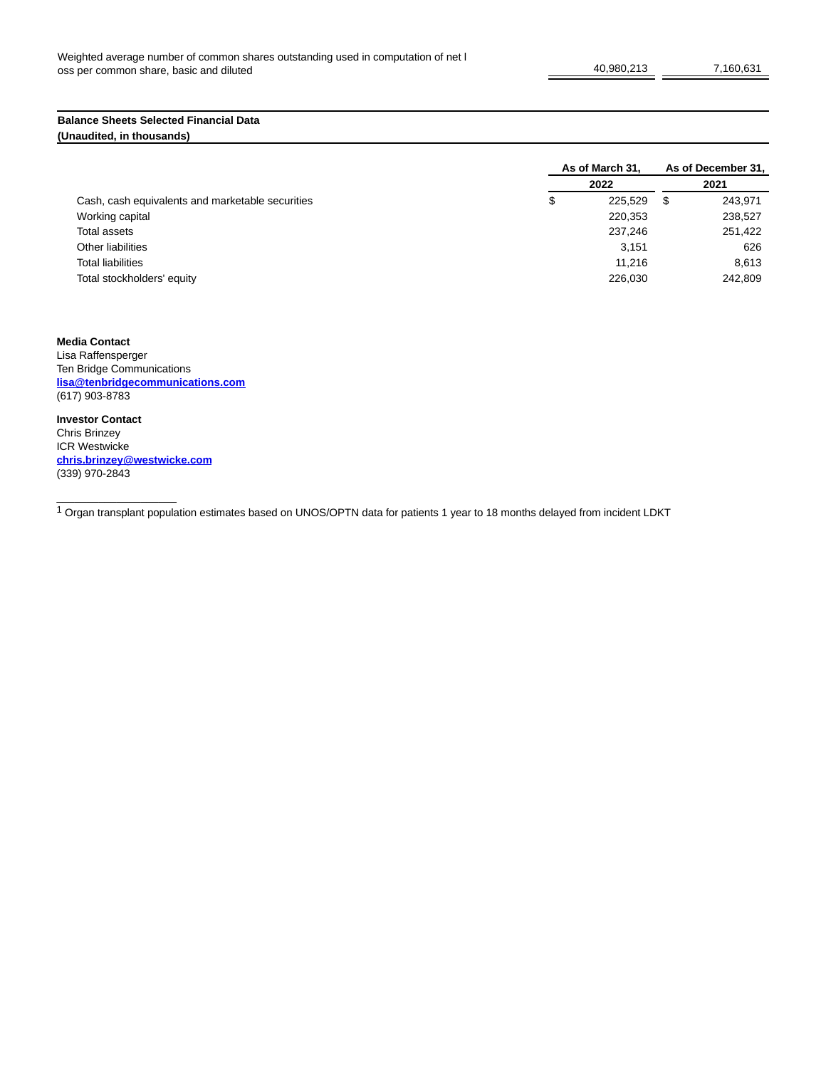| | | |
|---|---|---|
| Weighted average number of common shares outstanding used in computation of net loss per common share, basic and diluted | 40,980,213 | 7,160,631 |

**Balance Sheets Selected Financial Data**
**(Unaudited, in thousands)**

| | As of March 31, 2022 | As of December 31, 2021 |
|---|---|---|
| Cash, cash equivalents and marketable securities | $ 225,529 | $ 243,971 |
| Working capital | 220,353 | 238,527 |
| Total assets | 237,246 | 251,422 |
| Other liabilities | 3,151 | 626 |
| Total liabilities | 11,216 | 8,613 |
| Total stockholders' equity | 226,030 | 242,809 |

**Media Contact**
Lisa Raffensperger
Ten Bridge Communications
**lisa@tenbridgecommunications.com**
(617) 903-8783

**Investor Contact**
Chris Brinzey
ICR Westwicke
**chris.brinzey@westwicke.com**
(339) 970-2843

[1] Organ transplant population estimates based on UNOS/OPTN data for patients 1 year to 18 months delayed from incident LDKT